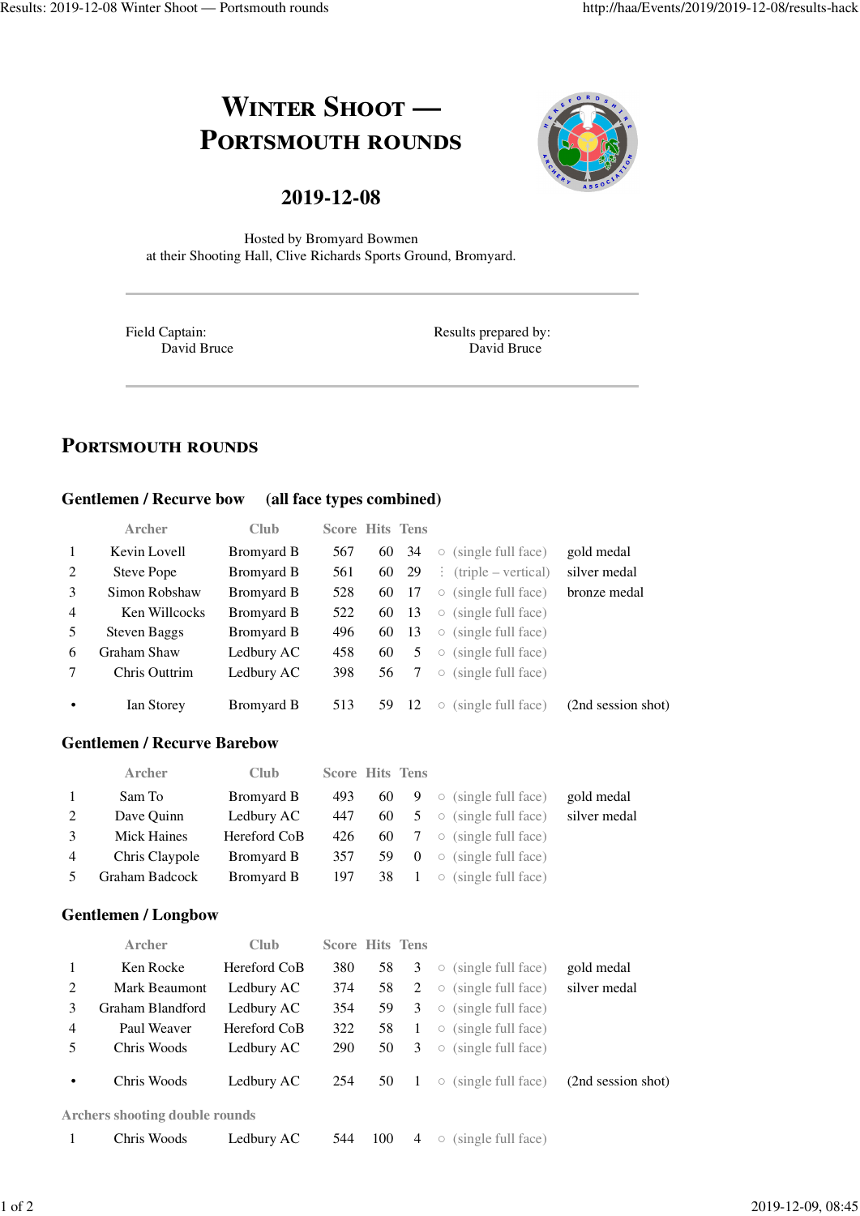# Winter Shoot — Portsmouth rounds

## 2019-12-08

Hosted by Bromyard Bowmen
at their Shooting Hall, Clive Richards Sports Ground, Bromyard.

Field Captain:
David Bruce

Results prepared by:
David Bruce

## Portsmouth rounds

### Gentlemen / Recurve bow (all face types combined)

| | Archer | Club | Score | Hits | Tens | | |
|---|---|---|---|---|---|---|---|
| 1 | Kevin Lovell | Bromyard B | 567 | 60 | 34 | ○ (single full face) | gold medal |
| 2 | Steve Pope | Bromyard B | 561 | 60 | 29 | ⋮ (triple – vertical) | silver medal |
| 3 | Simon Robshaw | Bromyard B | 528 | 60 | 17 | ○ (single full face) | bronze medal |
| 4 | Ken Willcocks | Bromyard B | 522 | 60 | 13 | ○ (single full face) | |
| 5 | Steven Baggs | Bromyard B | 496 | 60 | 13 | ○ (single full face) | |
| 6 | Graham Shaw | Ledbury AC | 458 | 60 | 5 | ○ (single full face) | |
| 7 | Chris Outtrim | Ledbury AC | 398 | 56 | 7 | ○ (single full face) | |
| • | Ian Storey | Bromyard B | 513 | 59 | 12 | ○ (single full face) | (2nd session shot) |

### Gentlemen / Recurve Barebow

| | Archer | Club | Score | Hits | Tens | | |
|---|---|---|---|---|---|---|---|
| 1 | Sam To | Bromyard B | 493 | 60 | 9 | ○ (single full face) | gold medal |
| 2 | Dave Quinn | Ledbury AC | 447 | 60 | 5 | ○ (single full face) | silver medal |
| 3 | Mick Haines | Hereford CoB | 426 | 60 | 7 | ○ (single full face) | |
| 4 | Chris Claypole | Bromyard B | 357 | 59 | 0 | ○ (single full face) | |
| 5 | Graham Badcock | Bromyard B | 197 | 38 | 1 | ○ (single full face) | |

### Gentlemen / Longbow

| | Archer | Club | Score | Hits | Tens | | |
|---|---|---|---|---|---|---|---|
| 1 | Ken Rocke | Hereford CoB | 380 | 58 | 3 | ○ (single full face) | gold medal |
| 2 | Mark Beaumont | Ledbury AC | 374 | 58 | 2 | ○ (single full face) | silver medal |
| 3 | Graham Blandford | Ledbury AC | 354 | 59 | 3 | ○ (single full face) | |
| 4 | Paul Weaver | Hereford CoB | 322 | 58 | 1 | ○ (single full face) | |
| 5 | Chris Woods | Ledbury AC | 290 | 50 | 3 | ○ (single full face) | |
| • | Chris Woods | Ledbury AC | 254 | 50 | 1 | ○ (single full face) | (2nd session shot) |

Archers shooting double rounds

| | Archer | Club | Score | Hits | Tens | |
|---|---|---|---|---|---|---|
| 1 | Chris Woods | Ledbury AC | 544 | 100 | 4 | ○ (single full face) |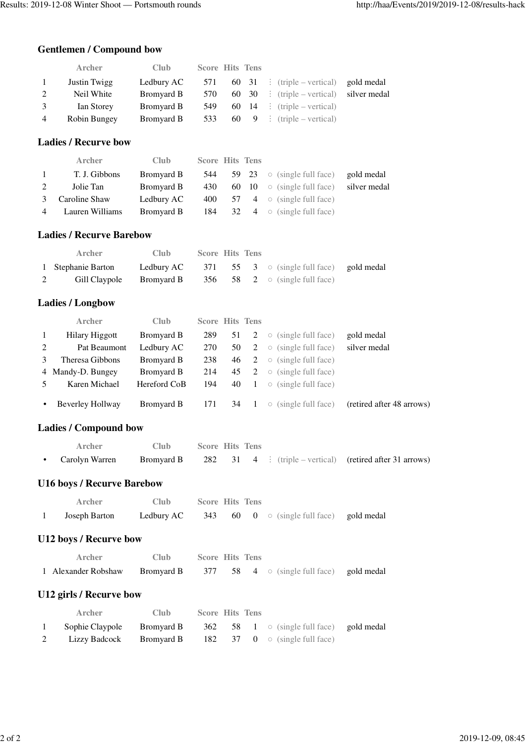### Gentlemen / Compound bow

| | Archer | Club | Score | Hits | Tens | | |
|---|---|---|---|---|---|---|---|
| 1 | Justin Twigg | Ledbury AC | 571 | 60 | 31 | ⋮ (triple – vertical) | gold medal |
| 2 | Neil White | Bromyard B | 570 | 60 | 30 | ⋮ (triple – vertical) | silver medal |
| 3 | Ian Storey | Bromyard B | 549 | 60 | 14 | ⋮ (triple – vertical) | |
| 4 | Robin Bungey | Bromyard B | 533 | 60 | 9 | ⋮ (triple – vertical) | |

### Ladies / Recurve bow

| | Archer | Club | Score | Hits | Tens | | |
|---|---|---|---|---|---|---|---|
| 1 | T. J. Gibbons | Bromyard B | 544 | 59 | 23 | ○ (single full face) | gold medal |
| 2 | Jolie Tan | Bromyard B | 430 | 60 | 10 | ○ (single full face) | silver medal |
| 3 | Caroline Shaw | Ledbury AC | 400 | 57 | 4 | ○ (single full face) | |
| 4 | Lauren Williams | Bromyard B | 184 | 32 | 4 | ○ (single full face) | |

### Ladies / Recurve Barebow

| | Archer | Club | Score | Hits | Tens | | |
|---|---|---|---|---|---|---|---|
| 1 | Stephanie Barton | Ledbury AC | 371 | 55 | 3 | ○ (single full face) | gold medal |
| 2 | Gill Claypole | Bromyard B | 356 | 58 | 2 | ○ (single full face) | |

### Ladies / Longbow

| | Archer | Club | Score | Hits | Tens | | |
|---|---|---|---|---|---|---|---|
| 1 | Hilary Higgott | Bromyard B | 289 | 51 | 2 | ○ (single full face) | gold medal |
| 2 | Pat Beaumont | Ledbury AC | 270 | 50 | 2 | ○ (single full face) | silver medal |
| 3 | Theresa Gibbons | Bromyard B | 238 | 46 | 2 | ○ (single full face) | |
| 4 | Mandy-D. Bungey | Bromyard B | 214 | 45 | 2 | ○ (single full face) | |
| 5 | Karen Michael | Hereford CoB | 194 | 40 | 1 | ○ (single full face) | |
| • | Beverley Hollway | Bromyard B | 171 | 34 | 1 | ○ (single full face) | (retired after 48 arrows) |

### Ladies / Compound bow

| | Archer | Club | Score | Hits | Tens | | |
|---|---|---|---|---|---|---|---|
| • | Carolyn Warren | Bromyard B | 282 | 31 | 4 | ⋮ (triple – vertical) | (retired after 31 arrows) |

### U16 boys / Recurve Barebow

| | Archer | Club | Score | Hits | Tens | | |
|---|---|---|---|---|---|---|---|
| 1 | Joseph Barton | Ledbury AC | 343 | 60 | 0 | ○ (single full face) | gold medal |

### U12 boys / Recurve bow

| | Archer | Club | Score | Hits | Tens | | |
|---|---|---|---|---|---|---|---|
| 1 | Alexander Robshaw | Bromyard B | 377 | 58 | 4 | ○ (single full face) | gold medal |

### U12 girls / Recurve bow

| | Archer | Club | Score | Hits | Tens | | |
|---|---|---|---|---|---|---|---|
| 1 | Sophie Claypole | Bromyard B | 362 | 58 | 1 | ○ (single full face) | gold medal |
| 2 | Lizzy Badcock | Bromyard B | 182 | 37 | 0 | ○ (single full face) | |